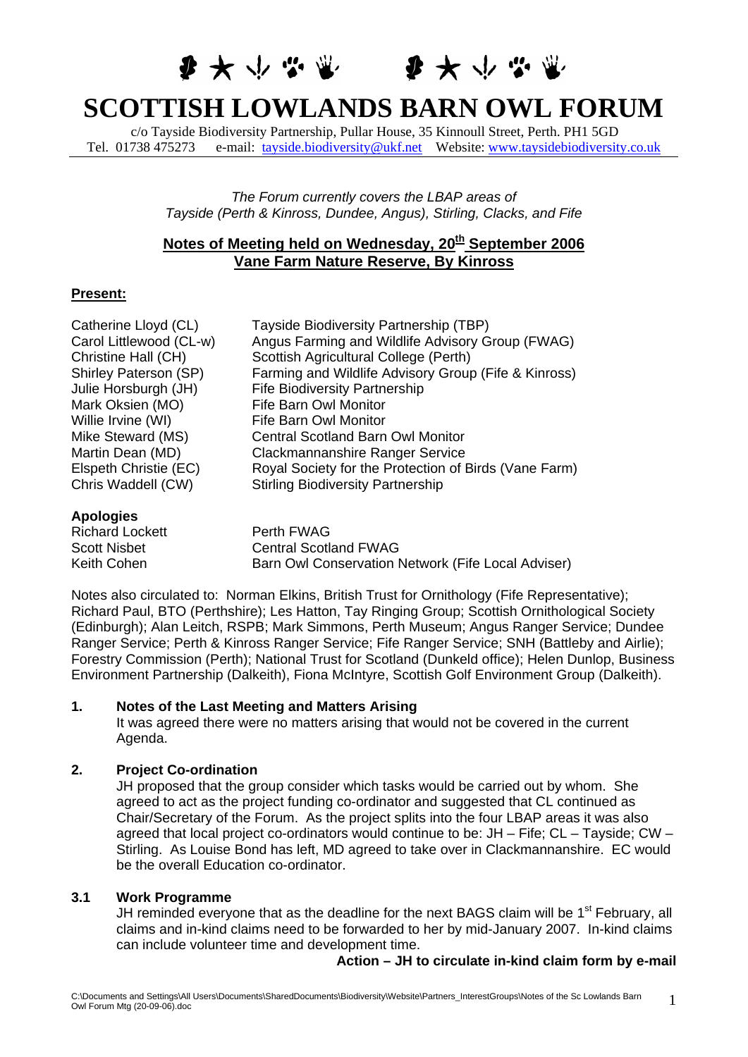# SCOTTISH LOWLANDS BARN OWL FORUM

c/o Tayside Biodiversity Partnership, Pullar House, 35 Kinnoull Street, Perth. PH1 5GD
Tel. 01738 475273 e-mail: tayside.biodiversity@ukf.net Website: www.taysidebiodiversity.co.uk

*The Forum currently covers the LBAP areas of Tayside (Perth & Kinross, Dundee, Angus), Stirling, Clacks, and Fife*

## Notes of Meeting held on Wednesday, 20th September 2006
## Vane Farm Nature Reserve, By Kinross

**Present:**

| | |
|---|---|
| Catherine Lloyd (CL) | Tayside Biodiversity Partnership (TBP) |
| Carol Littlewood (CL-w) | Angus Farming and Wildlife Advisory Group (FWAG) |
| Christine Hall (CH) | Scottish Agricultural College (Perth) |
| Shirley Paterson (SP) | Farming and Wildlife Advisory Group (Fife & Kinross) |
| Julie Horsburgh (JH) | Fife Biodiversity Partnership |
| Mark Oksien (MO) | Fife Barn Owl Monitor |
| Willie Irvine (WI) | Fife Barn Owl Monitor |
| Mike Steward (MS) | Central Scotland Barn Owl Monitor |
| Martin Dean (MD) | Clackmannanshire Ranger Service |
| Elspeth Christie (EC) | Royal Society for the Protection of Birds (Vane Farm) |
| Chris Waddell (CW) | Stirling Biodiversity Partnership |

**Apologies**

| | |
|---|---|
| Richard Lockett | Perth FWAG |
| Scott Nisbet | Central Scotland FWAG |
| Keith Cohen | Barn Owl Conservation Network (Fife Local Adviser) |

Notes also circulated to: Norman Elkins, British Trust for Ornithology (Fife Representative); Richard Paul, BTO (Perthshire); Les Hatton, Tay Ringing Group; Scottish Ornithological Society (Edinburgh); Alan Leitch, RSPB; Mark Simmons, Perth Museum; Angus Ranger Service; Dundee Ranger Service; Perth & Kinross Ranger Service; Fife Ranger Service; SNH (Battleby and Airlie); Forestry Commission (Perth); National Trust for Scotland (Dunkeld office); Helen Dunlop, Business Environment Partnership (Dalkeith), Fiona McIntyre, Scottish Golf Environment Group (Dalkeith).

### 1. Notes of the Last Meeting and Matters Arising

It was agreed there were no matters arising that would not be covered in the current Agenda.

### 2. Project Co-ordination

JH proposed that the group consider which tasks would be carried out by whom. She agreed to act as the project funding co-ordinator and suggested that CL continued as Chair/Secretary of the Forum. As the project splits into the four LBAP areas it was also agreed that local project co-ordinators would continue to be: JH – Fife; CL – Tayside; CW – Stirling. As Louise Bond has left, MD agreed to take over in Clackmannanshire. EC would be the overall Education co-ordinator.

### 3.1 Work Programme

JH reminded everyone that as the deadline for the next BAGS claim will be 1st February, all claims and in-kind claims need to be forwarded to her by mid-January 2007. In-kind claims can include volunteer time and development time.

**Action – JH to circulate in-kind claim form by e-mail**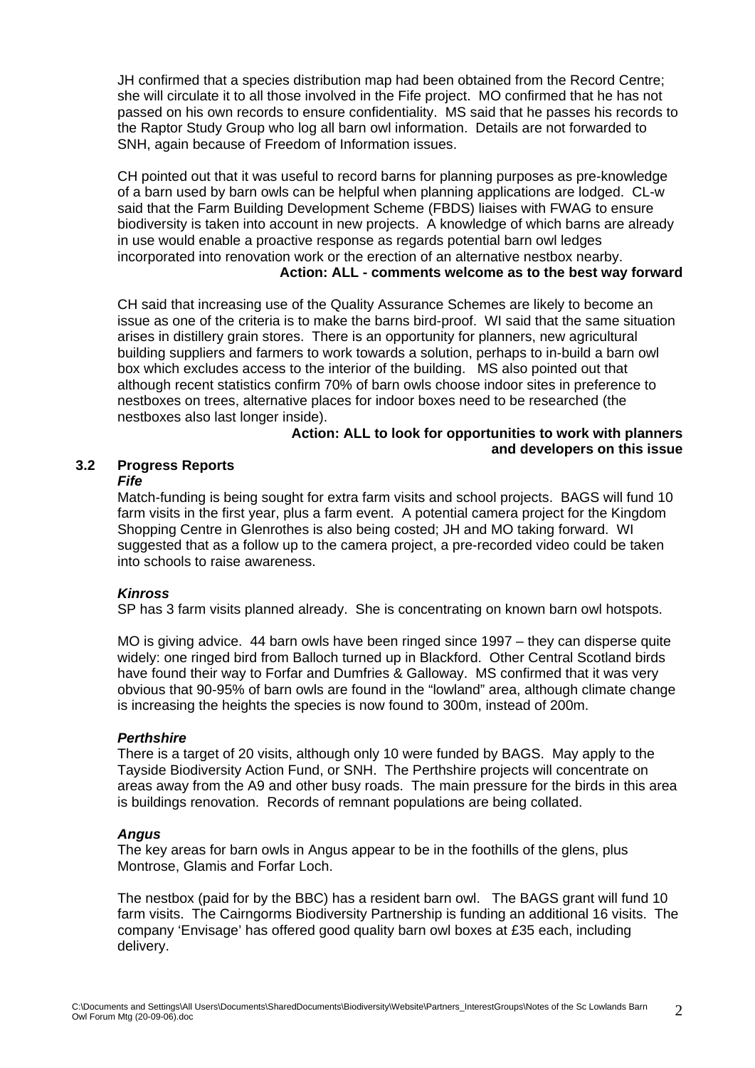JH confirmed that a species distribution map had been obtained from the Record Centre; she will circulate it to all those involved in the Fife project. MO confirmed that he has not passed on his own records to ensure confidentiality. MS said that he passes his records to the Raptor Study Group who log all barn owl information. Details are not forwarded to SNH, again because of Freedom of Information issues.

CH pointed out that it was useful to record barns for planning purposes as pre-knowledge of a barn used by barn owls can be helpful when planning applications are lodged. CL-w said that the Farm Building Development Scheme (FBDS) liaises with FWAG to ensure biodiversity is taken into account in new projects. A knowledge of which barns are already in use would enable a proactive response as regards potential barn owl ledges incorporated into renovation work or the erection of an alternative nestbox nearby.

**Action: ALL - comments welcome as to the best way forward**

CH said that increasing use of the Quality Assurance Schemes are likely to become an issue as one of the criteria is to make the barns bird-proof. WI said that the same situation arises in distillery grain stores. There is an opportunity for planners, new agricultural building suppliers and farmers to work towards a solution, perhaps to in-build a barn owl box which excludes access to the interior of the building. MS also pointed out that although recent statistics confirm 70% of barn owls choose indoor sites in preference to nestboxes on trees, alternative places for indoor boxes need to be researched (the nestboxes also last longer inside).

**Action: ALL to look for opportunities to work with planners and developers on this issue**

### 3.2 Progress Reports

***Fife***

Match-funding is being sought for extra farm visits and school projects. BAGS will fund 10 farm visits in the first year, plus a farm event. A potential camera project for the Kingdom Shopping Centre in Glenrothes is also being costed; JH and MO taking forward. WI suggested that as a follow up to the camera project, a pre-recorded video could be taken into schools to raise awareness.

***Kinross***

SP has 3 farm visits planned already. She is concentrating on known barn owl hotspots.

MO is giving advice. 44 barn owls have been ringed since 1997 – they can disperse quite widely: one ringed bird from Balloch turned up in Blackford. Other Central Scotland birds have found their way to Forfar and Dumfries & Galloway. MS confirmed that it was very obvious that 90-95% of barn owls are found in the "lowland" area, although climate change is increasing the heights the species is now found to 300m, instead of 200m.

***Perthshire***

There is a target of 20 visits, although only 10 were funded by BAGS. May apply to the Tayside Biodiversity Action Fund, or SNH. The Perthshire projects will concentrate on areas away from the A9 and other busy roads. The main pressure for the birds in this area is buildings renovation. Records of remnant populations are being collated.

***Angus***

The key areas for barn owls in Angus appear to be in the foothills of the glens, plus Montrose, Glamis and Forfar Loch.

The nestbox (paid for by the BBC) has a resident barn owl. The BAGS grant will fund 10 farm visits. The Cairngorms Biodiversity Partnership is funding an additional 16 visits. The company 'Envisage' has offered good quality barn owl boxes at £35 each, including delivery.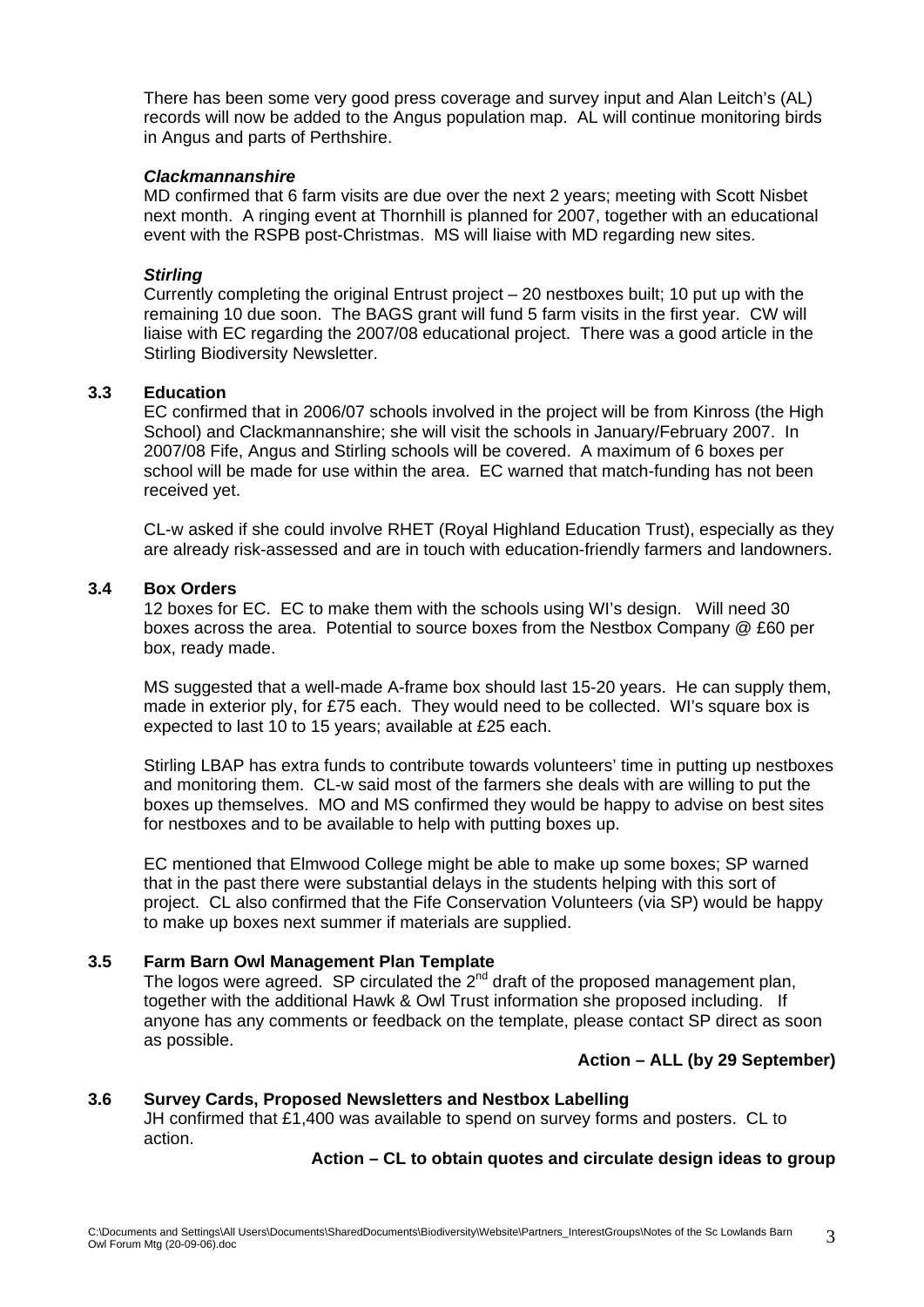There has been some very good press coverage and survey input and Alan Leitch's (AL) records will now be added to the Angus population map. AL will continue monitoring birds in Angus and parts of Perthshire.

***Clackmannanshire***

MD confirmed that 6 farm visits are due over the next 2 years; meeting with Scott Nisbet next month. A ringing event at Thornhill is planned for 2007, together with an educational event with the RSPB post-Christmas. MS will liaise with MD regarding new sites.

***Stirling***

Currently completing the original Entrust project – 20 nestboxes built; 10 put up with the remaining 10 due soon. The BAGS grant will fund 5 farm visits in the first year. CW will liaise with EC regarding the 2007/08 educational project. There was a good article in the Stirling Biodiversity Newsletter.

### 3.3 Education

EC confirmed that in 2006/07 schools involved in the project will be from Kinross (the High School) and Clackmannanshire; she will visit the schools in January/February 2007. In 2007/08 Fife, Angus and Stirling schools will be covered. A maximum of 6 boxes per school will be made for use within the area. EC warned that match-funding has not been received yet.

CL-w asked if she could involve RHET (Royal Highland Education Trust), especially as they are already risk-assessed and are in touch with education-friendly farmers and landowners.

### 3.4 Box Orders

12 boxes for EC. EC to make them with the schools using WI's design. Will need 30 boxes across the area. Potential to source boxes from the Nestbox Company @ £60 per box, ready made.

MS suggested that a well-made A-frame box should last 15-20 years. He can supply them, made in exterior ply, for £75 each. They would need to be collected. WI's square box is expected to last 10 to 15 years; available at £25 each.

Stirling LBAP has extra funds to contribute towards volunteers' time in putting up nestboxes and monitoring them. CL-w said most of the farmers she deals with are willing to put the boxes up themselves. MO and MS confirmed they would be happy to advise on best sites for nestboxes and to be available to help with putting boxes up.

EC mentioned that Elmwood College might be able to make up some boxes; SP warned that in the past there were substantial delays in the students helping with this sort of project. CL also confirmed that the Fife Conservation Volunteers (via SP) would be happy to make up boxes next summer if materials are supplied.

### 3.5 Farm Barn Owl Management Plan Template

The logos were agreed. SP circulated the 2nd draft of the proposed management plan, together with the additional Hawk & Owl Trust information she proposed including. If anyone has any comments or feedback on the template, please contact SP direct as soon as possible.

**Action – ALL (by 29 September)**

### 3.6 Survey Cards, Proposed Newsletters and Nestbox Labelling

JH confirmed that £1,400 was available to spend on survey forms and posters. CL to action.

**Action – CL to obtain quotes and circulate design ideas to group**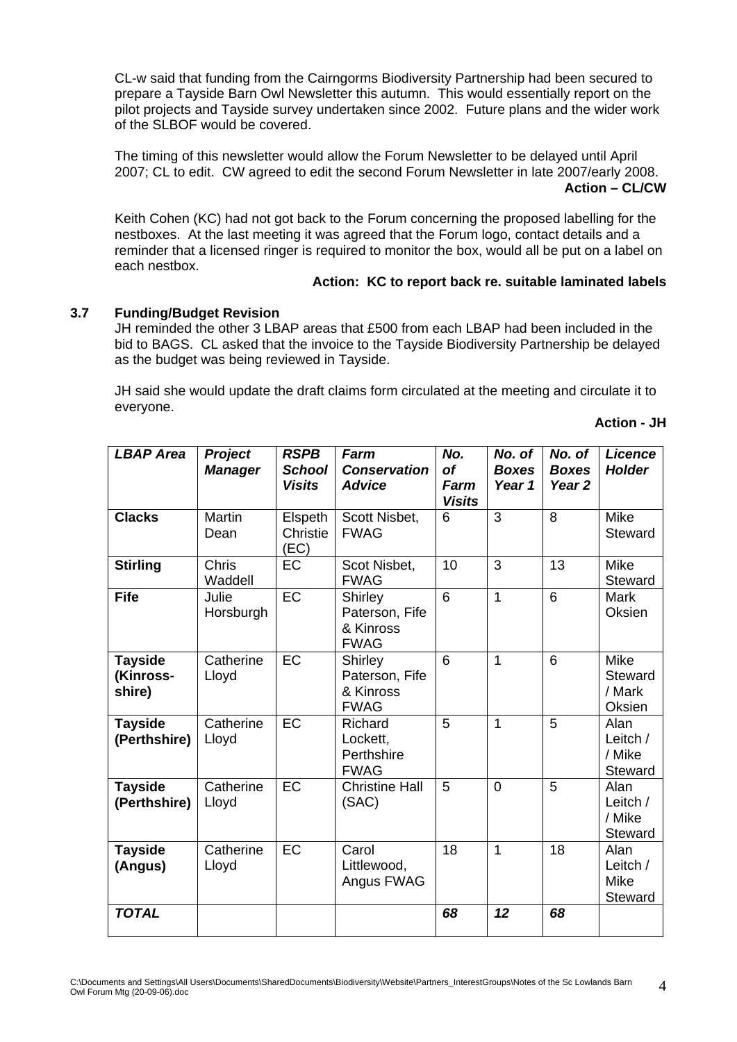CL-w said that funding from the Cairngorms Biodiversity Partnership had been secured to prepare a Tayside Barn Owl Newsletter this autumn. This would essentially report on the pilot projects and Tayside survey undertaken since 2002. Future plans and the wider work of the SLBOF would be covered.

The timing of this newsletter would allow the Forum Newsletter to be delayed until April 2007; CL to edit. CW agreed to edit the second Forum Newsletter in late 2007/early 2008.

**Action – CL/CW**

Keith Cohen (KC) had not got back to the Forum concerning the proposed labelling for the nestboxes. At the last meeting it was agreed that the Forum logo, contact details and a reminder that a licensed ringer is required to monitor the box, would all be put on a label on each nestbox.

**Action: KC to report back re. suitable laminated labels**

### 3.7 Funding/Budget Revision

JH reminded the other 3 LBAP areas that £500 from each LBAP had been included in the bid to BAGS. CL asked that the invoice to the Tayside Biodiversity Partnership be delayed as the budget was being reviewed in Tayside.

JH said she would update the draft claims form circulated at the meeting and circulate it to everyone.

**Action - JH**

| ***LBAP Area*** | ***Project Manager*** | ***RSPB School Visits*** | ***Farm Conservation Advice*** | ***No. of Farm Visits*** | ***No. of Boxes Year 1*** | ***No. of Boxes Year 2*** | ***Licence Holder*** |
|---|---|---|---|---|---|---|---|
| **Clacks** | Martin Dean | Elspeth Christie (EC) | Scott Nisbet, FWAG | 6 | 3 | 8 | Mike Steward |
| **Stirling** | Chris Waddell | EC | Scot Nisbet, FWAG | 10 | 3 | 13 | Mike Steward |
| **Fife** | Julie Horsburgh | EC | Shirley Paterson, Fife & Kinross FWAG | 6 | 1 | 6 | Mark Oksien |
| **Tayside (Kinross-shire)** | Catherine Lloyd | EC | Shirley Paterson, Fife & Kinross FWAG | 6 | 1 | 6 | Mike Steward / Mark Oksien |
| **Tayside (Perthshire)** | Catherine Lloyd | EC | Richard Lockett, Perthshire FWAG | 5 | 1 | 5 | Alan Leitch / / Mike Steward |
| **Tayside (Perthshire)** | Catherine Lloyd | EC | Christine Hall (SAC) | 5 | 0 | 5 | Alan Leitch / / Mike Steward |
| **Tayside (Angus)** | Catherine Lloyd | EC | Carol Littlewood, Angus FWAG | 18 | 1 | 18 | Alan Leitch / Mike Steward |
| ***TOTAL*** | | | | ***68*** | ***12*** | ***68*** | |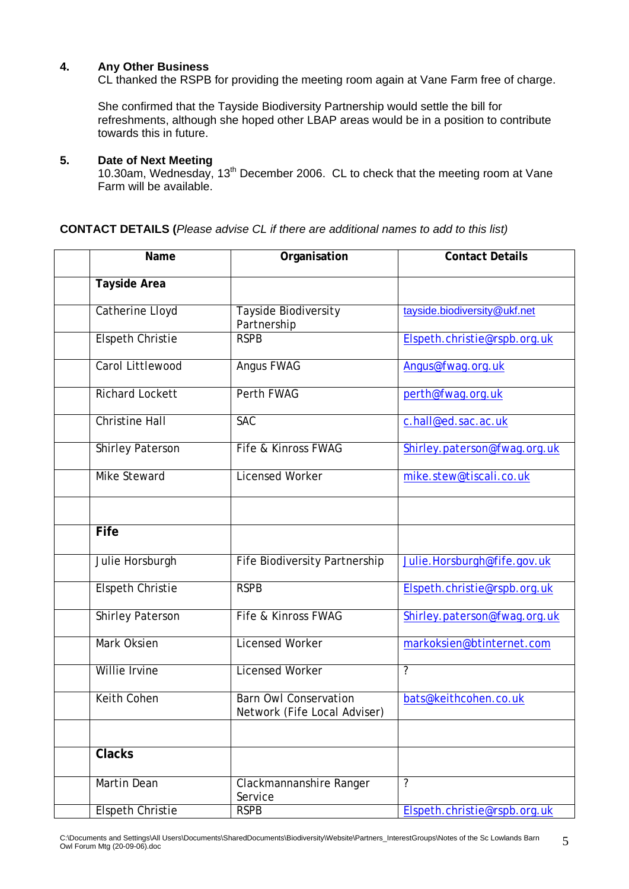**4. Any Other Business**

CL thanked the RSPB for providing the meeting room again at Vane Farm free of charge.

She confirmed that the Tayside Biodiversity Partnership would settle the bill for refreshments, although she hoped other LBAP areas would be in a position to contribute towards this in future.

**5. Date of Next Meeting**

10.30am, Wednesday, 13th December 2006. CL to check that the meeting room at Vane Farm will be available.

**CONTACT DETAILS (***Please advise CL if there are additional names to add to this list)*

| | Name | Organisation | Contact Details |
|---|---|---|---|
| | **Tayside Area** | | |
| | Catherine Lloyd | Tayside Biodiversity Partnership | tayside.biodiversity@ukf.net |
| | Elspeth Christie | RSPB | Elspeth.christie@rspb.org.uk |
| | Carol Littlewood | Angus FWAG | Angus@fwag.org.uk |
| | Richard Lockett | Perth FWAG | perth@fwag.org.uk |
| | Christine Hall | SAC | c.hall@ed.sac.ac.uk |
| | Shirley Paterson | Fife & Kinross FWAG | Shirley.paterson@fwag.org.uk |
| | Mike Steward | Licensed Worker | mike.stew@tiscali.co.uk |
| | | | |
| | **Fife** | | |
| | Julie Horsburgh | Fife Biodiversity Partnership | Julie.Horsburgh@fife.gov.uk |
| | Elspeth Christie | RSPB | Elspeth.christie@rspb.org.uk |
| | Shirley Paterson | Fife & Kinross FWAG | Shirley.paterson@fwag.org.uk |
| | Mark Oksien | Licensed Worker | markoksien@btinternet.com |
| | Willie Irvine | Licensed Worker | ? |
| | Keith Cohen | Barn Owl Conservation Network (Fife Local Adviser) | bats@keithcohen.co.uk |
| | | | |
| | **Clacks** | | |
| | Martin Dean | Clackmannanshire Ranger Service | ? |
| | Elspeth Christie | RSPB | Elspeth.christie@rspb.org.uk |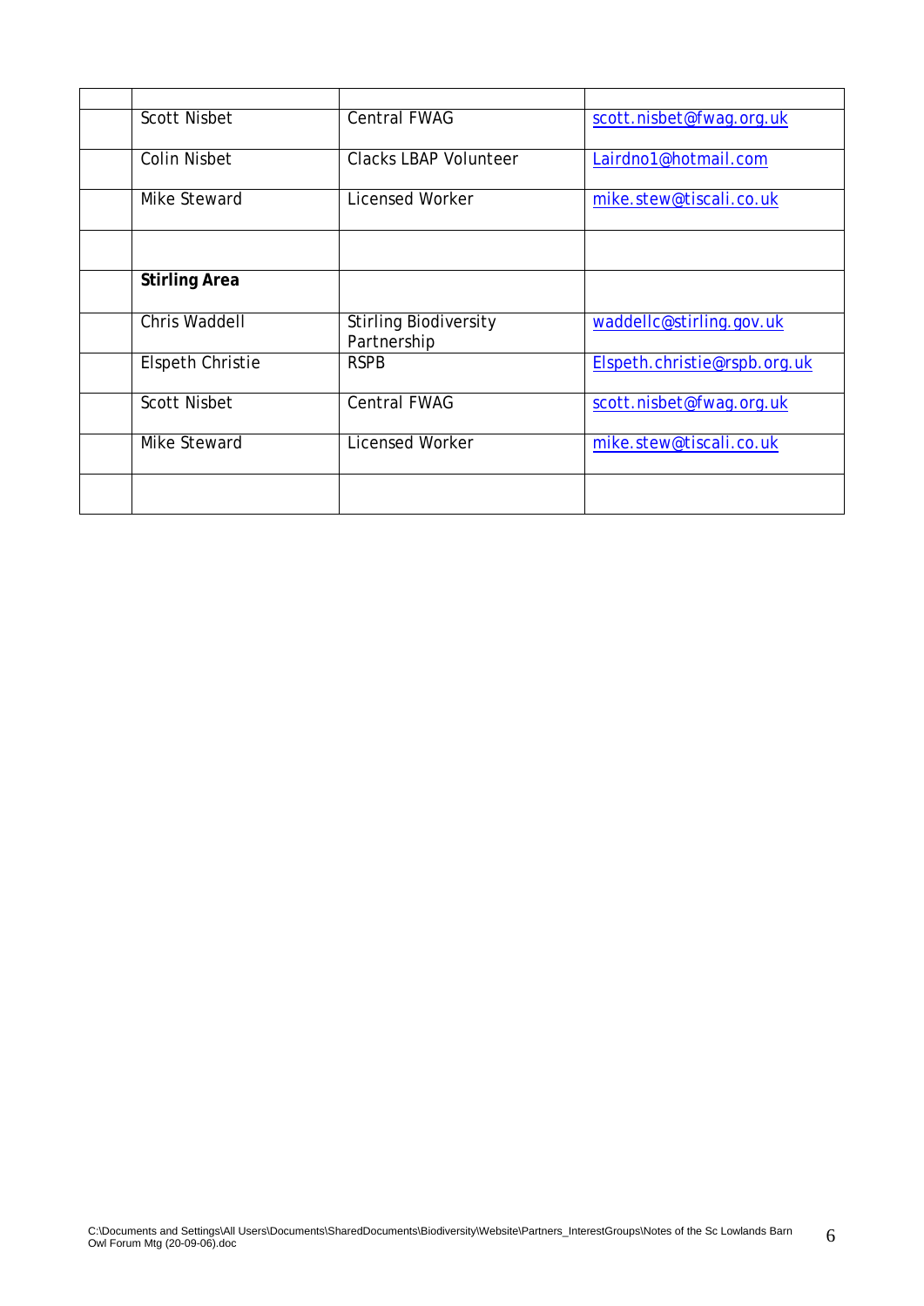| | | | |
|---|---|---|---|
| | | | |
| | Scott Nisbet | Central FWAG | scott.nisbet@fwag.org.uk |
| | Colin Nisbet | Clacks LBAP Volunteer | Lairdno1@hotmail.com |
| | Mike Steward | Licensed Worker | mike.stew@tiscali.co.uk |
| | | | |
| | **Stirling Area** | | |
| | Chris Waddell | Stirling Biodiversity Partnership | waddellc@stirling.gov.uk |
| | Elspeth Christie | RSPB | Elspeth.christie@rspb.org.uk |
| | Scott Nisbet | Central FWAG | scott.nisbet@fwag.org.uk |
| | Mike Steward | Licensed Worker | mike.stew@tiscali.co.uk |
| | | | |